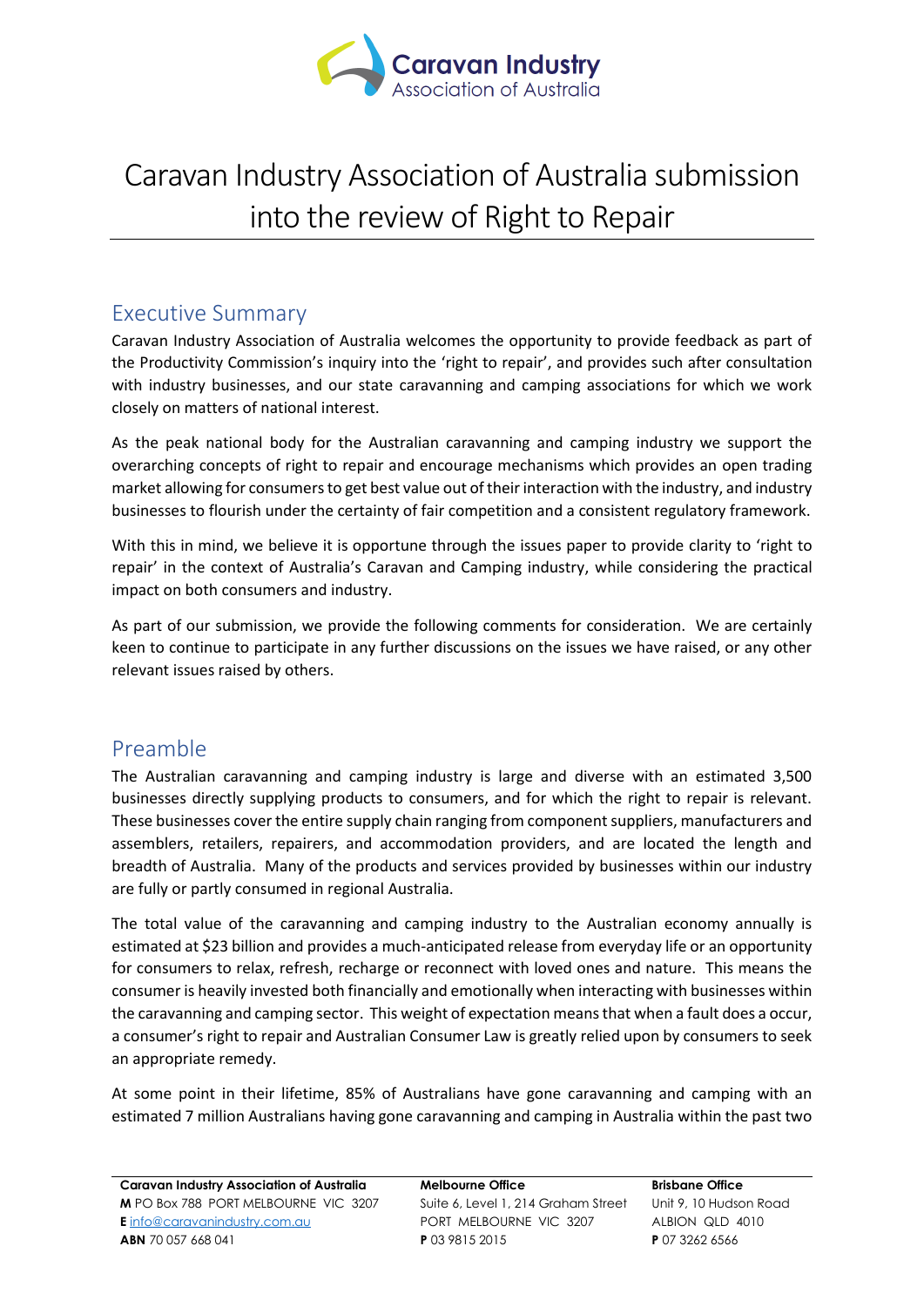# Caravan Industry Association of Australia submission into the review of Right to Repair

## Executive Summary

Caravan Industry Association of Australia welcomes the opportunity to provide feedback as part of the Productivity Commission's inquiry into the 'right to repair', and provides such after consultation with industry businesses, and our state caravanning and camping associations for which we work closely on matters of national interest.

As the peak national body for the Australian caravanning and camping industry we support the overarching concepts of right to repair and encourage mechanisms which provides an open trading market allowing for consumers to get best value out of their interaction with the industry, and industry businesses to flourish under the certainty of fair competition and a consistent regulatory framework.

With this in mind, we believe it is opportune through the issues paper to provide clarity to 'right to repair' in the context of Australia's Caravan and Camping industry, while considering the practical impact on both consumers and industry.

As part of our submission, we provide the following comments for consideration. We are certainly keen to continue to participate in any further discussions on the issues we have raised, or any other relevant issues raised by others.

## Preamble

The Australian caravanning and camping industry is large and diverse with an estimated 3,500 businesses directly supplying products to consumers, and for which the right to repair is relevant. These businesses cover the entire supply chain ranging from component suppliers, manufacturers and assemblers, retailers, repairers, and accommodation providers, and are located the length and breadth of Australia. Many of the products and services provided by businesses within our industry are fully or partly consumed in regional Australia.

The total value of the caravanning and camping industry to the Australian economy annually is estimated at $23 billion and provides a much-anticipated release from everyday life or an opportunity for consumers to relax, refresh, recharge or reconnect with loved ones and nature. This means the consumer is heavily invested both financially and emotionally when interacting with businesses within the caravanning and camping sector. This weight of expectation means that when a fault does a occur, a consumer's right to repair and Australian Consumer Law is greatly relied upon by consumers to seek an appropriate remedy.

At some point in their lifetime, 85% of Australians have gone caravanning and camping with an estimated 7 million Australians having gone caravanning and camping in Australia within the past two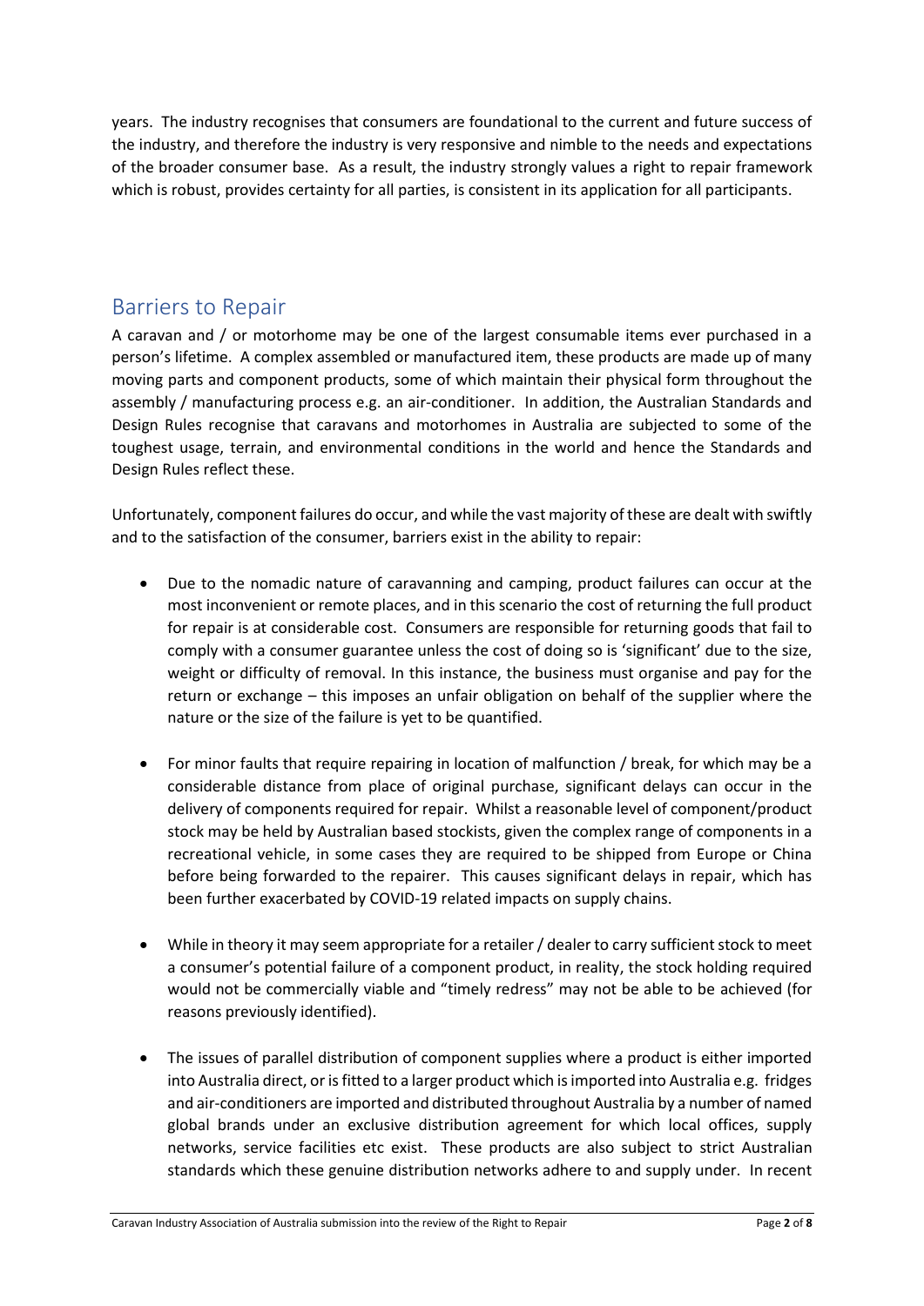years. The industry recognises that consumers are foundational to the current and future success of the industry, and therefore the industry is very responsive and nimble to the needs and expectations of the broader consumer base. As a result, the industry strongly values a right to repair framework which is robust, provides certainty for all parties, is consistent in its application for all participants.

## Barriers to Repair

A caravan and / or motorhome may be one of the largest consumable items ever purchased in a person's lifetime. A complex assembled or manufactured item, these products are made up of many moving parts and component products, some of which maintain their physical form throughout the assembly / manufacturing process e.g. an air-conditioner. In addition, the Australian Standards and Design Rules recognise that caravans and motorhomes in Australia are subjected to some of the toughest usage, terrain, and environmental conditions in the world and hence the Standards and Design Rules reflect these.

Unfortunately, component failures do occur, and while the vast majority of these are dealt with swiftly and to the satisfaction of the consumer, barriers exist in the ability to repair:

- Due to the nomadic nature of caravanning and camping, product failures can occur at the most inconvenient or remote places, and in this scenario the cost of returning the full product for repair is at considerable cost. Consumers are responsible for returning goods that fail to comply with a consumer guarantee unless the cost of doing so is 'significant' due to the size, weight or difficulty of removal. In this instance, the business must organise and pay for the return or exchange – this imposes an unfair obligation on behalf of the supplier where the nature or the size of the failure is yet to be quantified.

- For minor faults that require repairing in location of malfunction / break, for which may be a considerable distance from place of original purchase, significant delays can occur in the delivery of components required for repair. Whilst a reasonable level of component/product stock may be held by Australian based stockists, given the complex range of components in a recreational vehicle, in some cases they are required to be shipped from Europe or China before being forwarded to the repairer. This causes significant delays in repair, which has been further exacerbated by COVID-19 related impacts on supply chains.

- While in theory it may seem appropriate for a retailer / dealer to carry sufficient stock to meet a consumer's potential failure of a component product, in reality, the stock holding required would not be commercially viable and "timely redress" may not be able to be achieved (for reasons previously identified).

- The issues of parallel distribution of component supplies where a product is either imported into Australia direct, or is fitted to a larger product which is imported into Australia e.g. fridges and air-conditioners are imported and distributed throughout Australia by a number of named global brands under an exclusive distribution agreement for which local offices, supply networks, service facilities etc exist. These products are also subject to strict Australian standards which these genuine distribution networks adhere to and supply under. In recent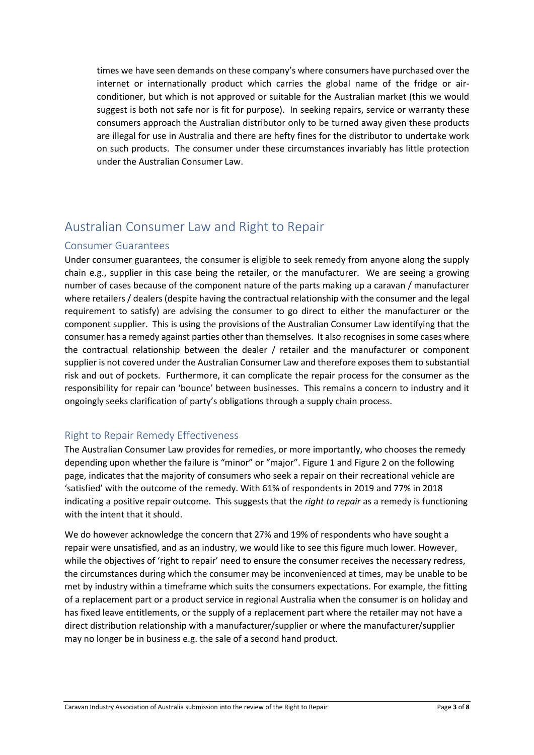times we have seen demands on these company's where consumers have purchased over the internet or internationally product which carries the global name of the fridge or air-conditioner, but which is not approved or suitable for the Australian market (this we would suggest is both not safe nor is fit for purpose). In seeking repairs, service or warranty these consumers approach the Australian distributor only to be turned away given these products are illegal for use in Australia and there are hefty fines for the distributor to undertake work on such products. The consumer under these circumstances invariably has little protection under the Australian Consumer Law.

## Australian Consumer Law and Right to Repair

### Consumer Guarantees

Under consumer guarantees, the consumer is eligible to seek remedy from anyone along the supply chain e.g., supplier in this case being the retailer, or the manufacturer. We are seeing a growing number of cases because of the component nature of the parts making up a caravan / manufacturer where retailers / dealers (despite having the contractual relationship with the consumer and the legal requirement to satisfy) are advising the consumer to go direct to either the manufacturer or the component supplier. This is using the provisions of the Australian Consumer Law identifying that the consumer has a remedy against parties other than themselves. It also recognises in some cases where the contractual relationship between the dealer / retailer and the manufacturer or component supplier is not covered under the Australian Consumer Law and therefore exposes them to substantial risk and out of pockets. Furthermore, it can complicate the repair process for the consumer as the responsibility for repair can 'bounce' between businesses. This remains a concern to industry and it ongoingly seeks clarification of party's obligations through a supply chain process.

### Right to Repair Remedy Effectiveness

The Australian Consumer Law provides for remedies, or more importantly, who chooses the remedy depending upon whether the failure is "minor" or "major". Figure 1 and Figure 2 on the following page, indicates that the majority of consumers who seek a repair on their recreational vehicle are 'satisfied' with the outcome of the remedy. With 61% of respondents in 2019 and 77% in 2018 indicating a positive repair outcome. This suggests that the *right to repair* as a remedy is functioning with the intent that it should.

We do however acknowledge the concern that 27% and 19% of respondents who have sought a repair were unsatisfied, and as an industry, we would like to see this figure much lower. However, while the objectives of 'right to repair' need to ensure the consumer receives the necessary redress, the circumstances during which the consumer may be inconvenienced at times, may be unable to be met by industry within a timeframe which suits the consumers expectations. For example, the fitting of a replacement part or a product service in regional Australia when the consumer is on holiday and has fixed leave entitlements, or the supply of a replacement part where the retailer may not have a direct distribution relationship with a manufacturer/supplier or where the manufacturer/supplier may no longer be in business e.g. the sale of a second hand product.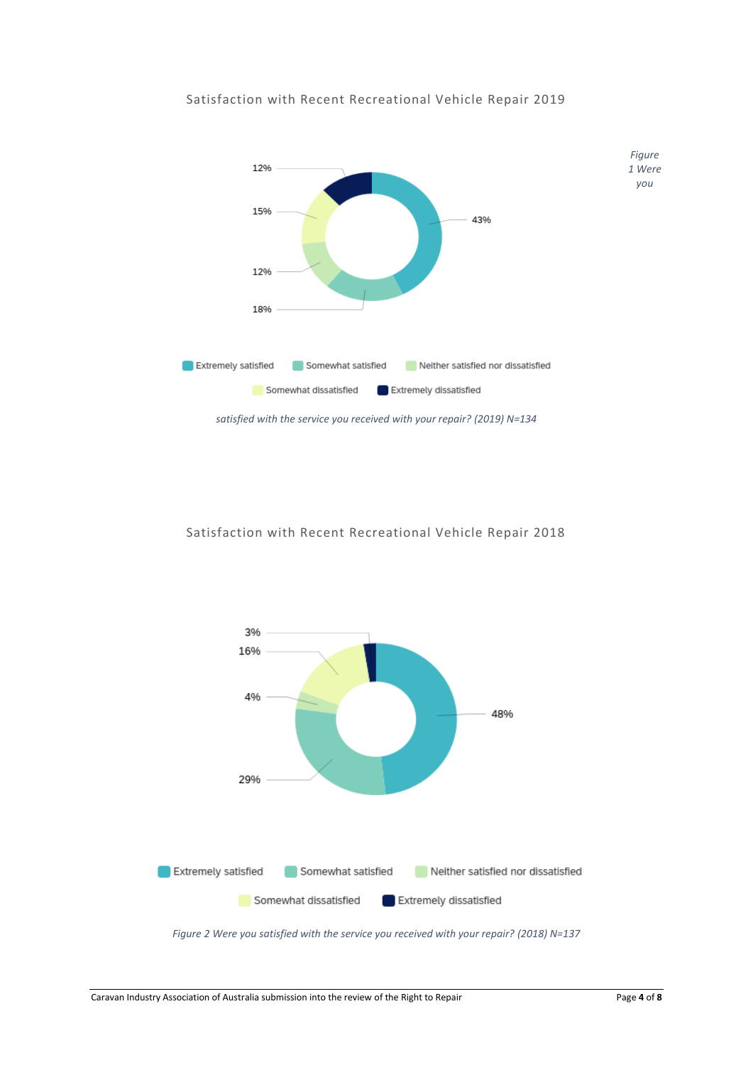Satisfaction with Recent Recreational Vehicle Repair 2019

| Response | Percentage |
|---|---|
| Extremely satisfied | 43% |
| Somewhat satisfied | 18% |
| Neither satisfied nor dissatisfied | 12% |
| Somewhat dissatisfied | 15% |
| Extremely dissatisfied | 12% |

*Figure 1 Were you satisfied with the service you received with your repair? (2019) N=134*

Satisfaction with Recent Recreational Vehicle Repair 2018

| Response | Percentage |
|---|---|
| Extremely satisfied | 48% |
| Somewhat satisfied | 29% |
| Neither satisfied nor dissatisfied | 4% |
| Somewhat dissatisfied | 16% |
| Extremely dissatisfied | 3% |

*Figure 2 Were you satisfied with the service you received with your repair? (2018) N=137*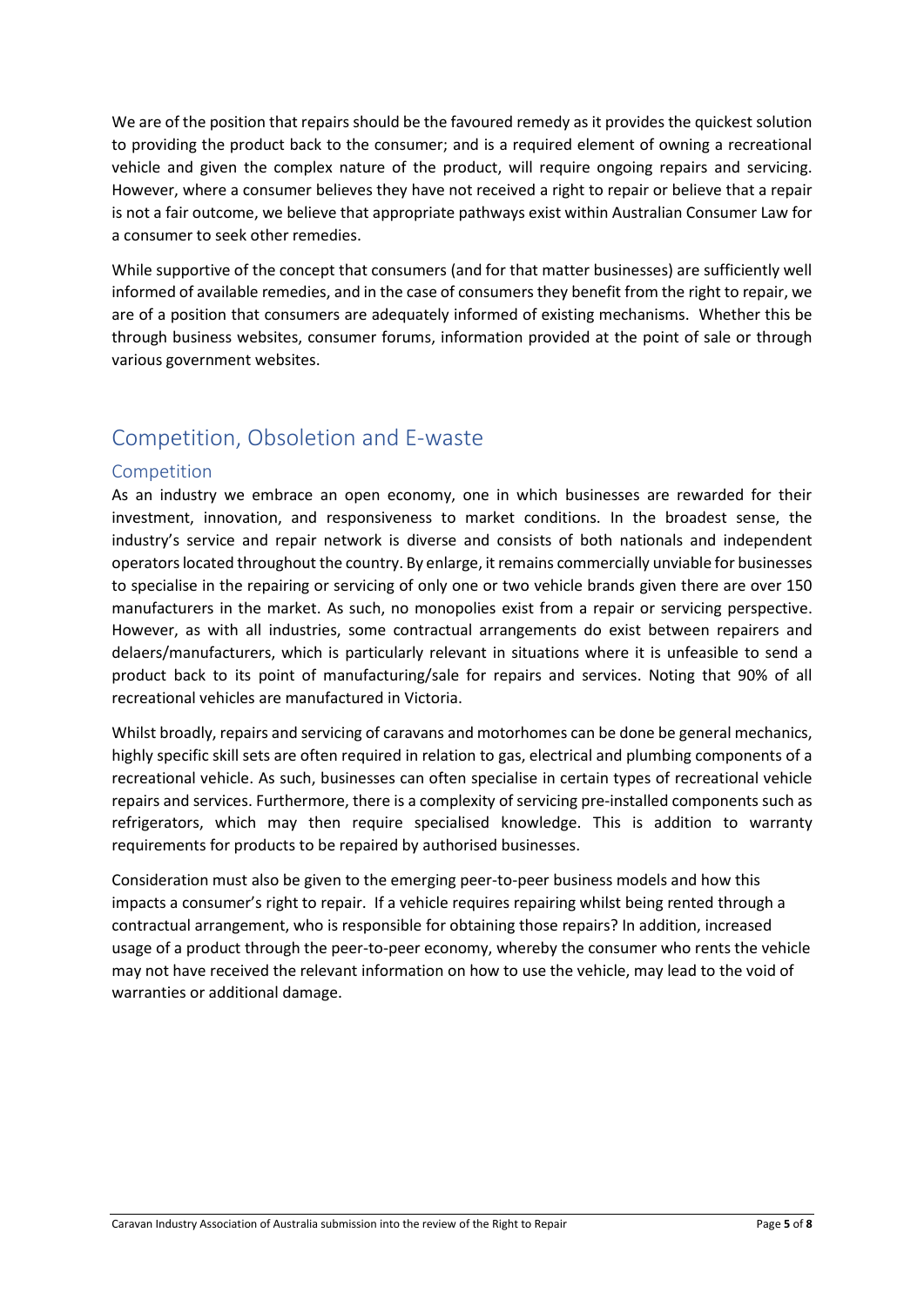We are of the position that repairs should be the favoured remedy as it provides the quickest solution to providing the product back to the consumer; and is a required element of owning a recreational vehicle and given the complex nature of the product, will require ongoing repairs and servicing. However, where a consumer believes they have not received a right to repair or believe that a repair is not a fair outcome, we believe that appropriate pathways exist within Australian Consumer Law for a consumer to seek other remedies.

While supportive of the concept that consumers (and for that matter businesses) are sufficiently well informed of available remedies, and in the case of consumers they benefit from the right to repair, we are of a position that consumers are adequately informed of existing mechanisms. Whether this be through business websites, consumer forums, information provided at the point of sale or through various government websites.

## Competition, Obsoletion and E-waste

### Competition

As an industry we embrace an open economy, one in which businesses are rewarded for their investment, innovation, and responsiveness to market conditions. In the broadest sense, the industry's service and repair network is diverse and consists of both nationals and independent operators located throughout the country. By enlarge, it remains commercially unviable for businesses to specialise in the repairing or servicing of only one or two vehicle brands given there are over 150 manufacturers in the market. As such, no monopolies exist from a repair or servicing perspective. However, as with all industries, some contractual arrangements do exist between repairers and delaers/manufacturers, which is particularly relevant in situations where it is unfeasible to send a product back to its point of manufacturing/sale for repairs and services. Noting that 90% of all recreational vehicles are manufactured in Victoria.

Whilst broadly, repairs and servicing of caravans and motorhomes can be done be general mechanics, highly specific skill sets are often required in relation to gas, electrical and plumbing components of a recreational vehicle. As such, businesses can often specialise in certain types of recreational vehicle repairs and services. Furthermore, there is a complexity of servicing pre-installed components such as refrigerators, which may then require specialised knowledge. This is addition to warranty requirements for products to be repaired by authorised businesses.

Consideration must also be given to the emerging peer-to-peer business models and how this impacts a consumer's right to repair. If a vehicle requires repairing whilst being rented through a contractual arrangement, who is responsible for obtaining those repairs? In addition, increased usage of a product through the peer-to-peer economy, whereby the consumer who rents the vehicle may not have received the relevant information on how to use the vehicle, may lead to the void of warranties or additional damage.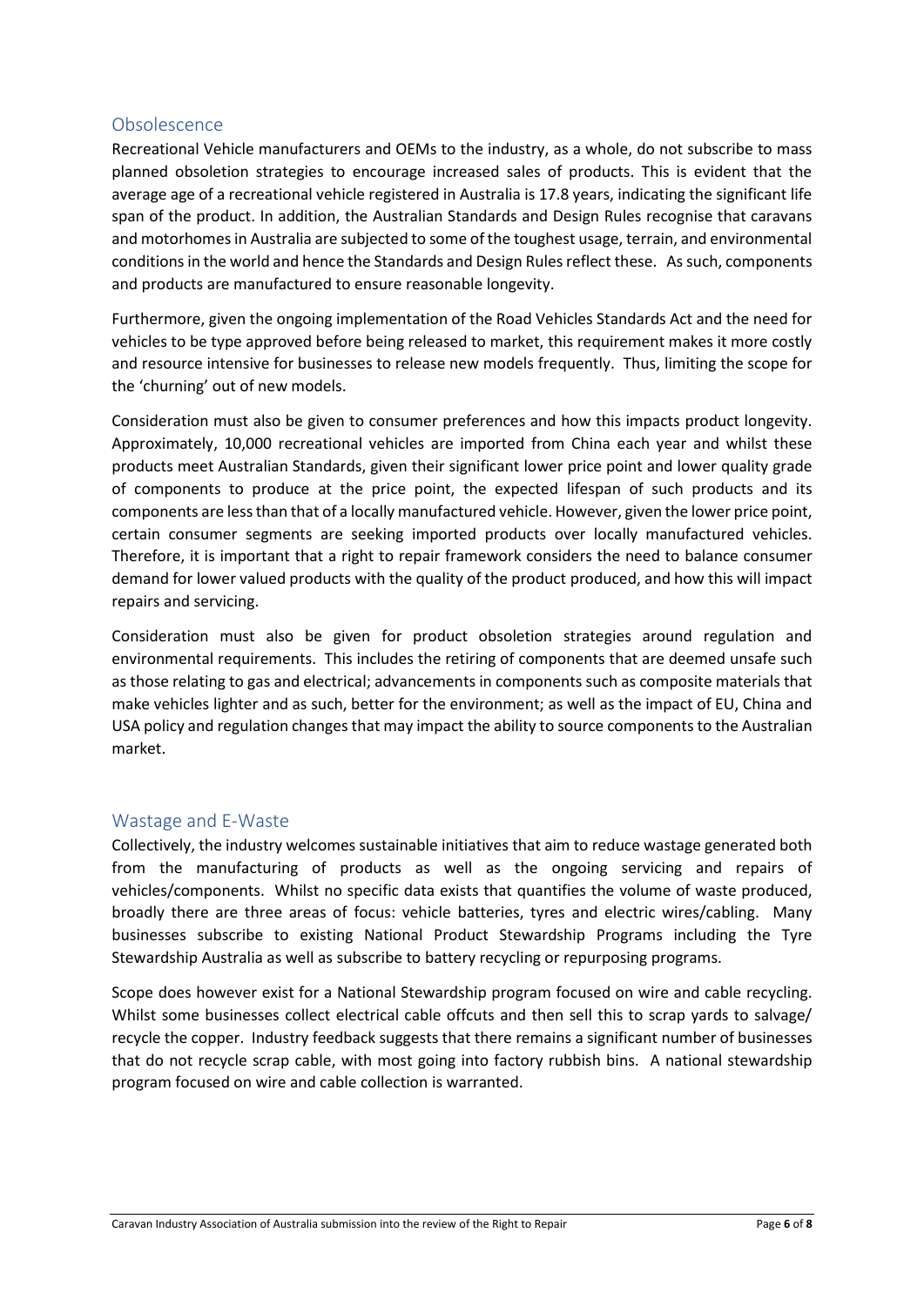## Obsolescence

Recreational Vehicle manufacturers and OEMs to the industry, as a whole, do not subscribe to mass planned obsoletion strategies to encourage increased sales of products. This is evident that the average age of a recreational vehicle registered in Australia is 17.8 years, indicating the significant life span of the product. In addition, the Australian Standards and Design Rules recognise that caravans and motorhomes in Australia are subjected to some of the toughest usage, terrain, and environmental conditions in the world and hence the Standards and Design Rules reflect these. As such, components and products are manufactured to ensure reasonable longevity.

Furthermore, given the ongoing implementation of the Road Vehicles Standards Act and the need for vehicles to be type approved before being released to market, this requirement makes it more costly and resource intensive for businesses to release new models frequently. Thus, limiting the scope for the 'churning' out of new models.

Consideration must also be given to consumer preferences and how this impacts product longevity. Approximately, 10,000 recreational vehicles are imported from China each year and whilst these products meet Australian Standards, given their significant lower price point and lower quality grade of components to produce at the price point, the expected lifespan of such products and its components are less than that of a locally manufactured vehicle. However, given the lower price point, certain consumer segments are seeking imported products over locally manufactured vehicles. Therefore, it is important that a right to repair framework considers the need to balance consumer demand for lower valued products with the quality of the product produced, and how this will impact repairs and servicing.

Consideration must also be given for product obsoletion strategies around regulation and environmental requirements. This includes the retiring of components that are deemed unsafe such as those relating to gas and electrical; advancements in components such as composite materials that make vehicles lighter and as such, better for the environment; as well as the impact of EU, China and USA policy and regulation changes that may impact the ability to source components to the Australian market.

## Wastage and E-Waste

Collectively, the industry welcomes sustainable initiatives that aim to reduce wastage generated both from the manufacturing of products as well as the ongoing servicing and repairs of vehicles/components. Whilst no specific data exists that quantifies the volume of waste produced, broadly there are three areas of focus: vehicle batteries, tyres and electric wires/cabling. Many businesses subscribe to existing National Product Stewardship Programs including the Tyre Stewardship Australia as well as subscribe to battery recycling or repurposing programs.

Scope does however exist for a National Stewardship program focused on wire and cable recycling. Whilst some businesses collect electrical cable offcuts and then sell this to scrap yards to salvage/ recycle the copper. Industry feedback suggests that there remains a significant number of businesses that do not recycle scrap cable, with most going into factory rubbish bins. A national stewardship program focused on wire and cable collection is warranted.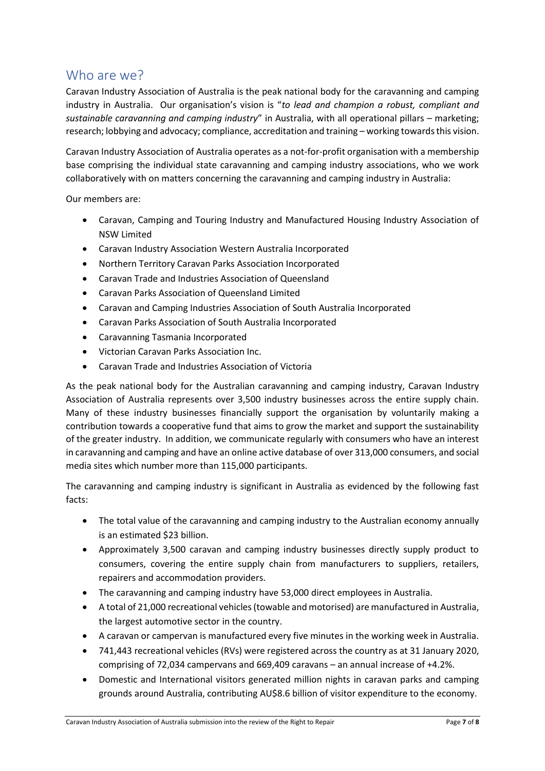## Who are we?

Caravan Industry Association of Australia is the peak national body for the caravanning and camping industry in Australia. Our organisation's vision is "*to lead and champion a robust, compliant and sustainable caravanning and camping industry*" in Australia, with all operational pillars – marketing; research; lobbying and advocacy; compliance, accreditation and training – working towards this vision.

Caravan Industry Association of Australia operates as a not-for-profit organisation with a membership base comprising the individual state caravanning and camping industry associations, who we work collaboratively with on matters concerning the caravanning and camping industry in Australia:

Our members are:

- Caravan, Camping and Touring Industry and Manufactured Housing Industry Association of NSW Limited
- Caravan Industry Association Western Australia Incorporated
- Northern Territory Caravan Parks Association Incorporated
- Caravan Trade and Industries Association of Queensland
- Caravan Parks Association of Queensland Limited
- Caravan and Camping Industries Association of South Australia Incorporated
- Caravan Parks Association of South Australia Incorporated
- Caravanning Tasmania Incorporated
- Victorian Caravan Parks Association Inc.
- Caravan Trade and Industries Association of Victoria

As the peak national body for the Australian caravanning and camping industry, Caravan Industry Association of Australia represents over 3,500 industry businesses across the entire supply chain. Many of these industry businesses financially support the organisation by voluntarily making a contribution towards a cooperative fund that aims to grow the market and support the sustainability of the greater industry. In addition, we communicate regularly with consumers who have an interest in caravanning and camping and have an online active database of over 313,000 consumers, and social media sites which number more than 115,000 participants.

The caravanning and camping industry is significant in Australia as evidenced by the following fast facts:

- The total value of the caravanning and camping industry to the Australian economy annually is an estimated $23 billion.
- Approximately 3,500 caravan and camping industry businesses directly supply product to consumers, covering the entire supply chain from manufacturers to suppliers, retailers, repairers and accommodation providers.
- The caravanning and camping industry have 53,000 direct employees in Australia.
- A total of 21,000 recreational vehicles (towable and motorised) are manufactured in Australia, the largest automotive sector in the country.
- A caravan or campervan is manufactured every five minutes in the working week in Australia.
- 741,443 recreational vehicles (RVs) were registered across the country as at 31 January 2020, comprising of 72,034 campervans and 669,409 caravans – an annual increase of +4.2%.
- Domestic and International visitors generated million nights in caravan parks and camping grounds around Australia, contributing AU$8.6 billion of visitor expenditure to the economy.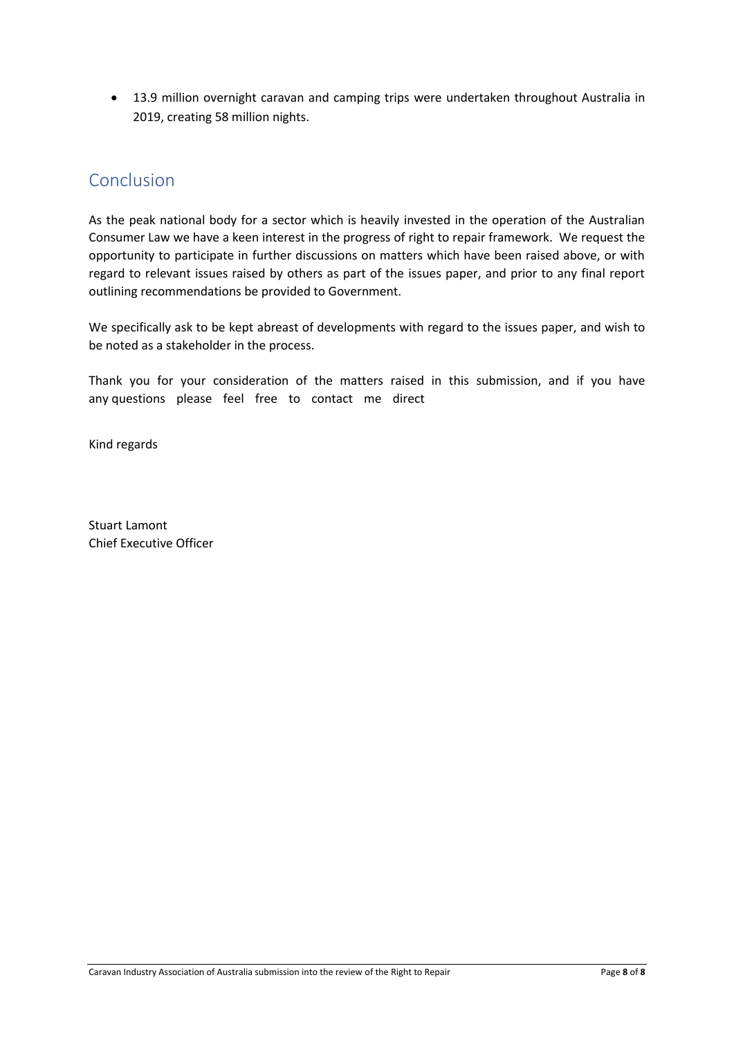- 13.9 million overnight caravan and camping trips were undertaken throughout Australia in 2019, creating 58 million nights.

## Conclusion

As the peak national body for a sector which is heavily invested in the operation of the Australian Consumer Law we have a keen interest in the progress of right to repair framework. We request the opportunity to participate in further discussions on matters which have been raised above, or with regard to relevant issues raised by others as part of the issues paper, and prior to any final report outlining recommendations be provided to Government.

We specifically ask to be kept abreast of developments with regard to the issues paper, and wish to be noted as a stakeholder in the process.

Thank you for your consideration of the matters raised in this submission, and if you have any questions please feel free to contact me direct

Kind regards

Stuart Lamont
Chief Executive Officer